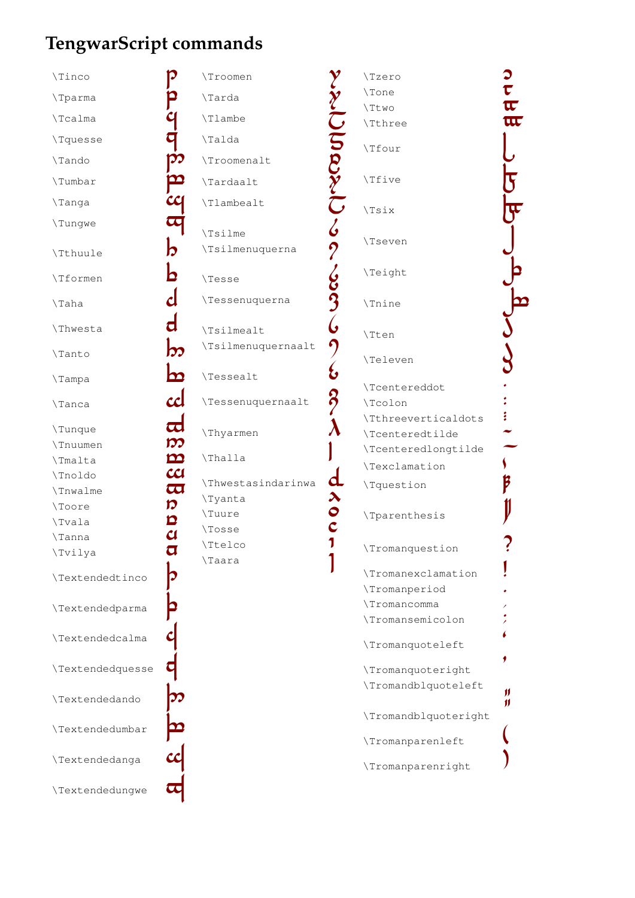# TengwarScript commands

\Tinco
\Tparma
\Tcalma
\Tquesse
\Tando
\Tumbar
\Tanga
\Tungwe
\Tthuule
\Tformen
\Taha
\Thwesta
\Tanto
\Tampa
\Tanca
\Tunque
\Tnuumen
\Tmalta
\Tnoldo
\Tnwalme
\Toore
\Tvala
\Tanna
\Tvilya
\Textendedtinco
\Textendedparma
\Textendedcalma
\Textendedquesse
\Textendedando
\Textendedumbar
\Textendedanga
\Textendedungwe

\Troomen
\Tarda
\Tlambe
\Talda
\Troomenalt
\Tardaalt
\Tlambealt
\Tsilme
\Tsilmenuquerna
\Tesse
\Tessenuquerna
\Tsilmealt
\Tsilmenuquernaalt
\Tessealt
\Tessenuquernaalt
\Thyarmen
\Thalla
\Thwestasindarinwa
\Tyanta
\Tuure
\Tosse
\Ttelco
\Taara

\Tzero
\Tone
\Ttwo
\Tthree
\Tfour
\Tfive
\Tsix
\Tseven
\Teight
\Tnine
\Tten
\Televen
\Tcentereddot
\Tcolon
\Tthreeverticaldots
\Tcenteredtilde
\Tcenteredlongtilde
\Texclamation
\Tquestion
\Tparenthesis
\Tromanquestion
\Tromanexclamation
\Tromanperiod
\Tromancomma
\Tromansemicolon
\Tromanquoteleft
\Tromanquoteright
\Tromandblquoteleft
\Tromandblquoteright
\Tromanparenleft
\Tromanparenright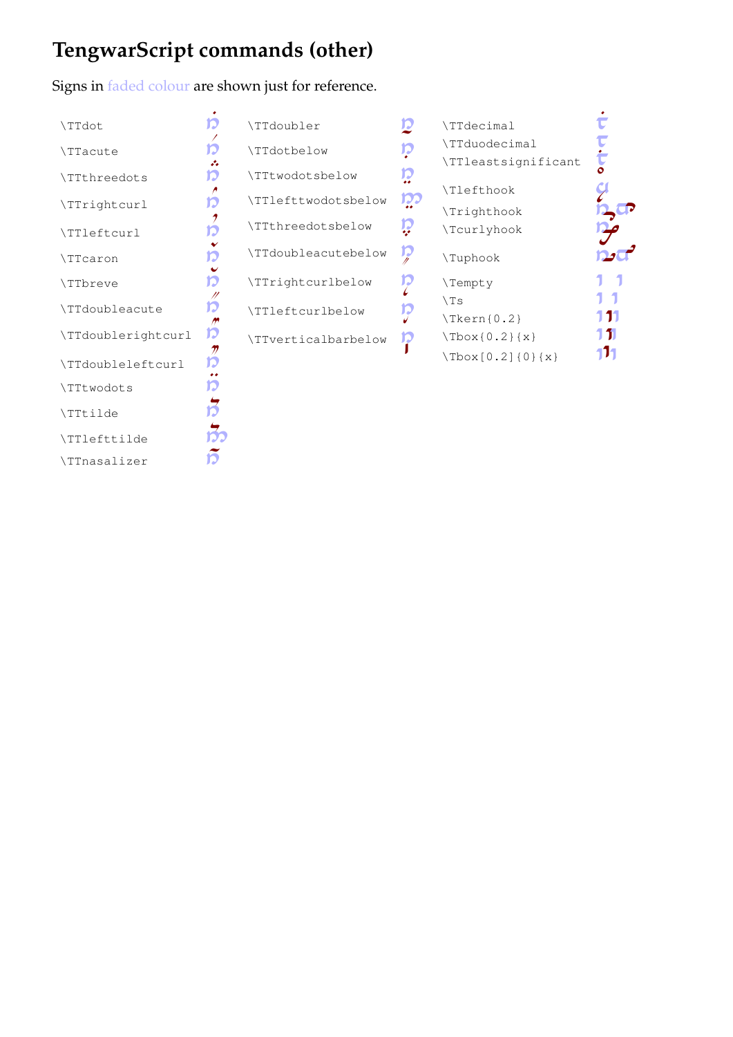# TengwarScript commands (other)

Signs in faded colour are shown just for reference.

```
\TTdot
\TTacute
\TTthreedots
\TTrightcurl
\TTleftcurl
\TTcaron
\TTbreve
\TTdoubleacute
\TTdoublerightcurl
\TTdoubleleftcurl
\TTtwodots
\TTtilde
\TTlefttilde
\TTnasalizer
```

```
\TTdoubler
\TTdotbelow
\TTtwodotsbelow
\TTlefttwodotsbelow
\TTthreedotsbelow
\TTdoubleacutebelow
\TTrightcurlbelow
\TTleftcurlbelow
\TTverticalbarbelow
```

```
\TTdecimal
\TTduodecimal
\TTleastsignificant
\Tlefthook
\Trighthook
\Tcurlyhook
\Tuphook
\Tempty
\Ts
\Tkern{0.2}
\Tbox{0.2}{x}
\Tbox[0.2]{0}{x}
```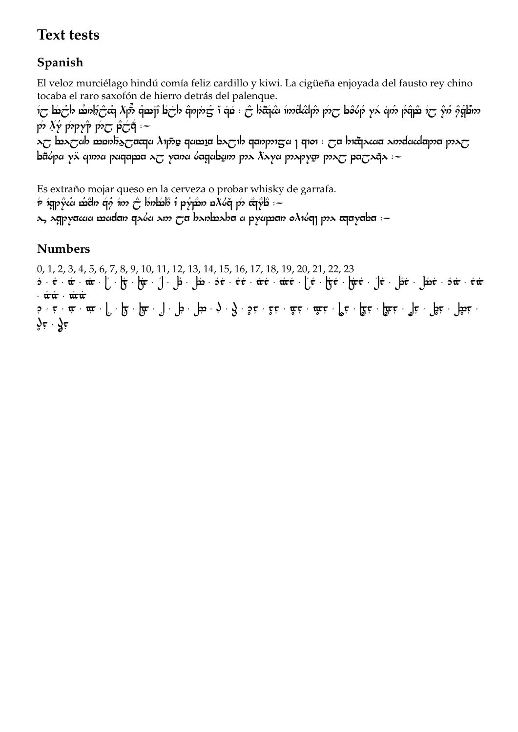## Text tests

### Spanish

El veloz murciélago hindú comía feliz cardillo y kiwi. La cigüeña enjoyada del fausto rey chino tocaba el raro saxofón de hierro detrás del palenque.

Es extraño mojar queso en la cerveza o probar whisky de garrafa.

### Numbers

0, 1, 2, 3, 4, 5, 6, 7, 8, 9, 10, 11, 12, 13, 14, 15, 16, 17, 18, 19, 20, 21, 22, 23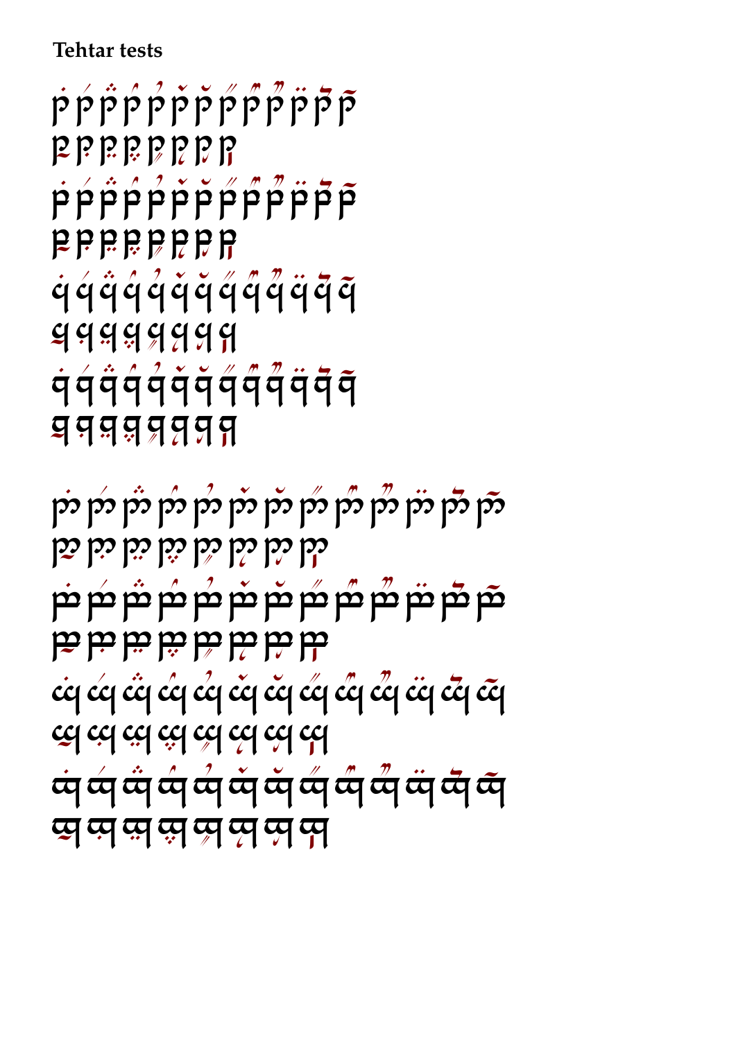**Tehtar tests**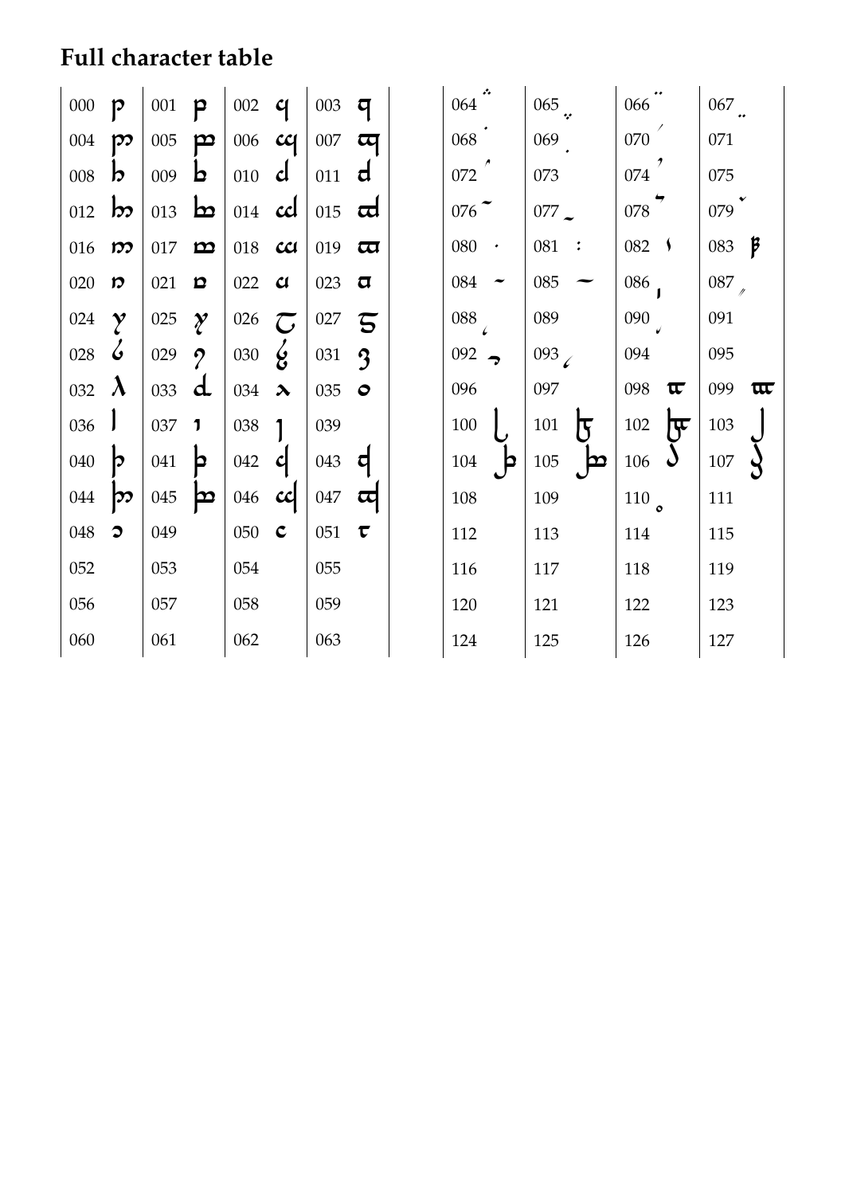## Full character table

| | | | | | | | |
|---|---|---|---|---|---|---|---|
| 000 | 001 | 002 | 003 | 064 | 065 | 066 | 067 |
| 004 | 005 | 006 | 007 | 068 | 069 | 070 | 071 |
| 008 | 009 | 010 | 011 | 072 | 073 | 074 | 075 |
| 012 | 013 | 014 | 015 | 076 | 077 | 078 | 079 |
| 016 | 017 | 018 | 019 | 080 | 081 | 082 | 083 |
| 020 | 021 | 022 | 023 | 084 | 085 | 086 | 087 |
| 024 | 025 | 026 | 027 | 088 | 089 | 090 | 091 |
| 028 | 029 | 030 | 031 | 092 | 093 | 094 | 095 |
| 032 | 033 | 034 | 035 | 096 | 097 | 098 | 099 |
| 036 | 037 | 038 | 039 | 100 | 101 | 102 | 103 |
| 040 | 041 | 042 | 043 | 104 | 105 | 106 | 107 |
| 044 | 045 | 046 | 047 | 108 | 109 | 110 | 111 |
| 048 | 049 | 050 | 051 | 112 | 113 | 114 | 115 |
| 052 | 053 | 054 | 055 | 116 | 117 | 118 | 119 |
| 056 | 057 | 058 | 059 | 120 | 121 | 122 | 123 |
| 060 | 061 | 062 | 063 | 124 | 125 | 126 | 127 |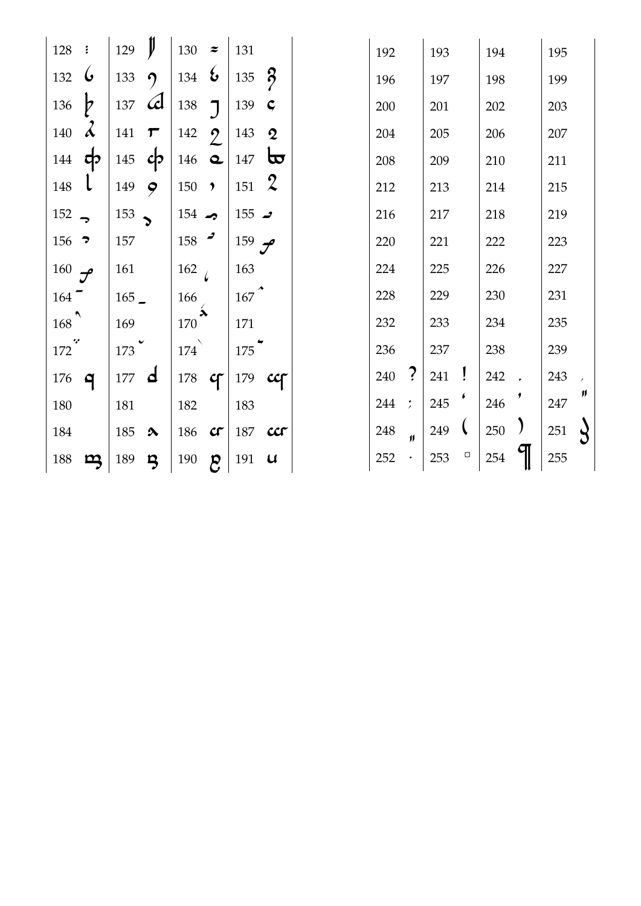| | | | |
|---|---|---|---|
| 128 | 129 | 130 | 131 |
| 132 | 133 | 134 | 135 |
| 136 | 137 | 138 | 139 |
| 140 | 141 | 142 | 143 |
| 144 | 145 | 146 | 147 |
| 148 | 149 | 150 | 151 |
| 152 | 153 | 154 | 155 |
| 156 | 157 | 158 | 159 |
| 160 | 161 | 162 | 163 |
| 164 | 165 | 166 | 167 |
| 168 | 169 | 170 | 171 |
| 172 | 173 | 174 | 175 |
| 176 | 177 | 178 | 179 |
| 180 | 181 | 182 | 183 |
| 184 | 185 | 186 | 187 |
| 188 | 189 | 190 | 191 |

| | | | |
|---|---|---|---|
| 192 | 193 | 194 | 195 |
| 196 | 197 | 198 | 199 |
| 200 | 201 | 202 | 203 |
| 204 | 205 | 206 | 207 |
| 208 | 209 | 210 | 211 |
| 212 | 213 | 214 | 215 |
| 216 | 217 | 218 | 219 |
| 220 | 221 | 222 | 223 |
| 224 | 225 | 226 | 227 |
| 228 | 229 | 230 | 231 |
| 232 | 233 | 234 | 235 |
| 236 | 237 | 238 | 239 |
| 240 ? | 241 ! | 242 . | 243 ´ |
| 244 ; | 245 ‘ | 246 ’ | 247 ” |
| 248 „ | 249 ( | 250 ) | 251 |
| 252 · | 253 ¤ | 254 ¶ | 255 |